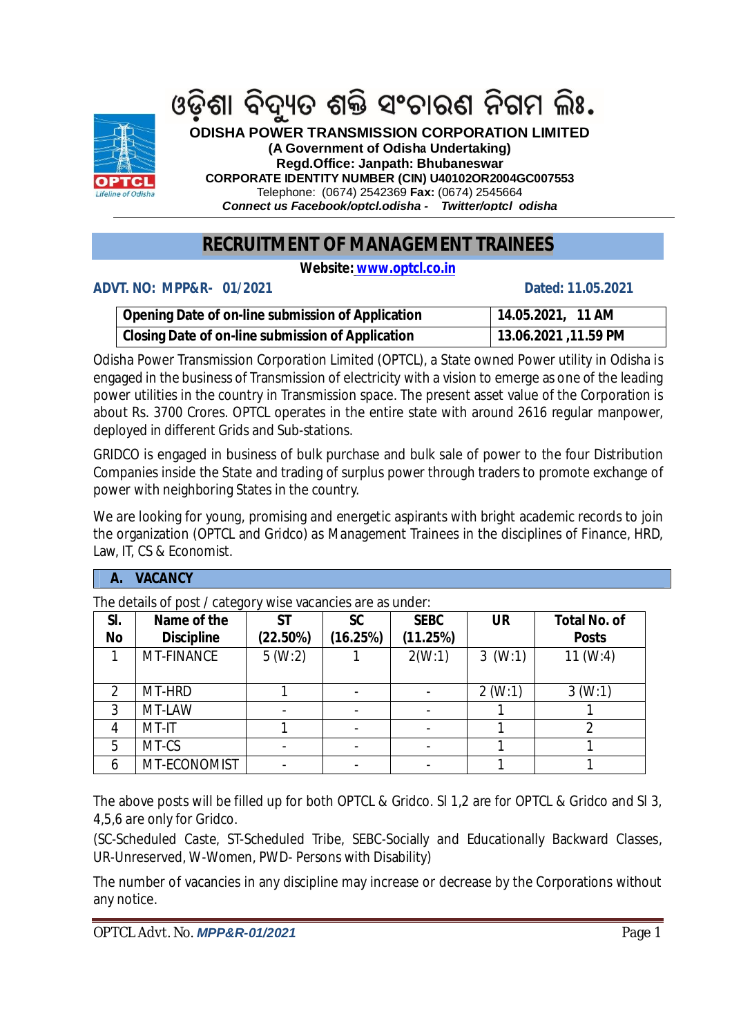# ଓଡ଼ିଶା ବିଦ୍ୟୁତ ଶକ୍ତି ସଂଚାରଣ ନିଗମ ଲିଃ.

**ODISHA POWER TRANSMISSION CORPORATION LIMITED**

**(A Government of Odisha Undertaking)**

**Regd.Office: Janpath: Bhubaneswar**

**CORPORATE IDENTITY NUMBER (CIN) U40102OR2004GC007553**

Telephone: (0674) 2542369 **Fax:** (0674) 2545664

***Connect us Facebook/optcl.odisha - Twitter/optcl_odisha***

## RECRUITMENT OF MANAGEMENT TRAINEES

**Website: www.optcl.co.in**

**ADVT. NO: MPP&R- 01/2021** **Dated: 11.05.2021**

| Opening Date of on-line submission of Application | 14.05.2021, 11 AM |
|---|---|
| Closing Date of on-line submission of Application | 13.06.2021 ,11.59 PM |

Odisha Power Transmission Corporation Limited (OPTCL), a State owned Power utility in Odisha is engaged in the business of Transmission of electricity with a vision to emerge as one of the leading power utilities in the country in Transmission space. The present asset value of the Corporation is about Rs. 3700 Crores. OPTCL operates in the entire state with around 2616 regular manpower, deployed in different Grids and Sub-stations.

GRIDCO is engaged in business of bulk purchase and bulk sale of power to the four Distribution Companies inside the State and trading of surplus power through traders to promote exchange of power with neighboring States in the country.

We are looking for young, promising and energetic aspirants with bright academic records to join the organization (OPTCL and Gridco) as Management Trainees in the disciplines of Finance, HRD, Law, IT, CS & Economist.

### A. VACANCY

The details of post / category wise vacancies are as under:

| Sl. No | Name of the Discipline | ST (22.50%) | SC (16.25%) | SEBC (11.25%) | UR | Total No. of Posts |
|---|---|---|---|---|---|---|
| 1 | MT-FINANCE | 5 (W:2) | 1 | 2(W:1) | 3 (W:1) | 11 (W:4) |
| 2 | MT-HRD | 1 | - | - | 2 (W:1) | 3 (W:1) |
| 3 | MT-LAW | - | - | - | 1 | 1 |
| 4 | MT-IT | 1 | - | - | 1 | 2 |
| 5 | MT-CS | - | - | - | 1 | 1 |
| 6 | MT-ECONOMIST | - | - | - | 1 | 1 |

The above posts will be filled up for both OPTCL & Gridco. Sl 1,2 are for OPTCL & Gridco and Sl 3, 4,5,6 are only for Gridco.

(SC-Scheduled Caste, ST-Scheduled Tribe, SEBC-Socially and Educationally Backward Classes, UR-Unreserved, W-Women, PWD- Persons with Disability)

The number of vacancies in any discipline may increase or decrease by the Corporations without any notice.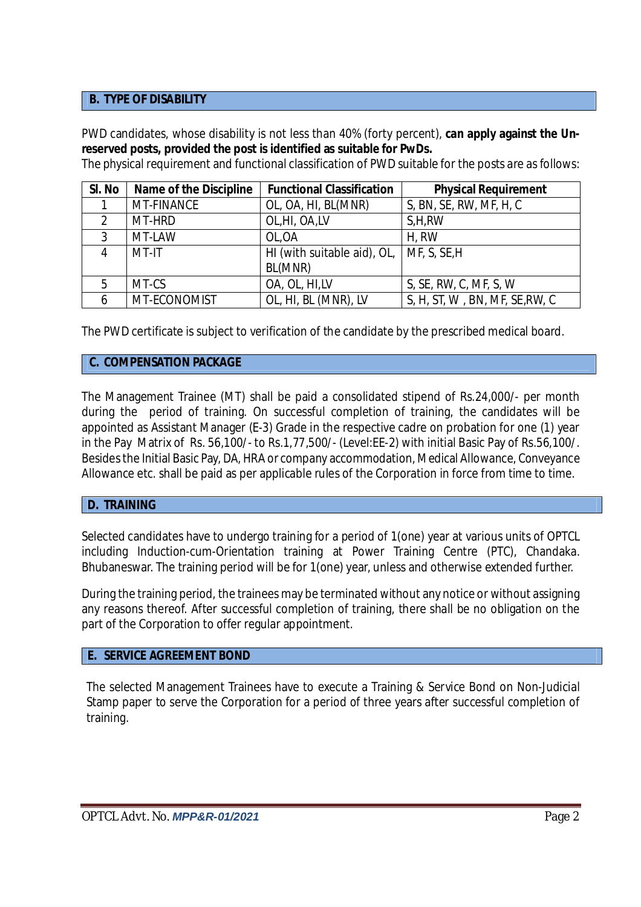## B. TYPE OF DISABILITY

PWD candidates, whose disability is not less than 40% (forty percent), **can apply against the Un-reserved posts, provided the post is identified as suitable for PwDs.**

The physical requirement and functional classification of PWD suitable for the posts are as follows:

| Sl. No | Name of the Discipline | Functional Classification | Physical Requirement |
|---|---|---|---|
| 1 | MT-FINANCE | OL, OA, HI, BL(MNR) | S, BN, SE, RW, MF, H, C |
| 2 | MT-HRD | OL,HI, OA,LV | S,H,RW |
| 3 | MT-LAW | OL,OA | H, RW |
| 4 | MT-IT | HI (with suitable aid), OL, BL(MNR) | MF, S, SE,H |
| 5 | MT-CS | OA, OL, HI,LV | S, SE, RW, C, MF, S, W |
| 6 | MT-ECONOMIST | OL, HI, BL (MNR), LV | S, H, ST, W , BN, MF, SE,RW, C |

The PWD certificate is subject to verification of the candidate by the prescribed medical board.

## C. COMPENSATION PACKAGE

The Management Trainee (MT) shall be paid a consolidated stipend of Rs.24,000/- per month during the period of training. On successful completion of training, the candidates will be appointed as Assistant Manager (E-3) Grade in the respective cadre on probation for one (1) year in the Pay Matrix of Rs. 56,100/- to Rs.1,77,500/- (Level:EE-2) with initial Basic Pay of Rs.56,100/. Besides the Initial Basic Pay, DA, HRA or company accommodation, Medical Allowance, Conveyance Allowance etc. shall be paid as per applicable rules of the Corporation in force from time to time.

## D. TRAINING

Selected candidates have to undergo training for a period of 1(one) year at various units of OPTCL including Induction-cum-Orientation training at Power Training Centre (PTC), Chandaka. Bhubaneswar. The training period will be for 1(one) year, unless and otherwise extended further.

During the training period, the trainees may be terminated without any notice or without assigning any reasons thereof. After successful completion of training, there shall be no obligation on the part of the Corporation to offer regular appointment.

## E. SERVICE AGREEMENT BOND

The selected Management Trainees have to execute a Training & Service Bond on Non-Judicial Stamp paper to serve the Corporation for a period of three years after successful completion of training.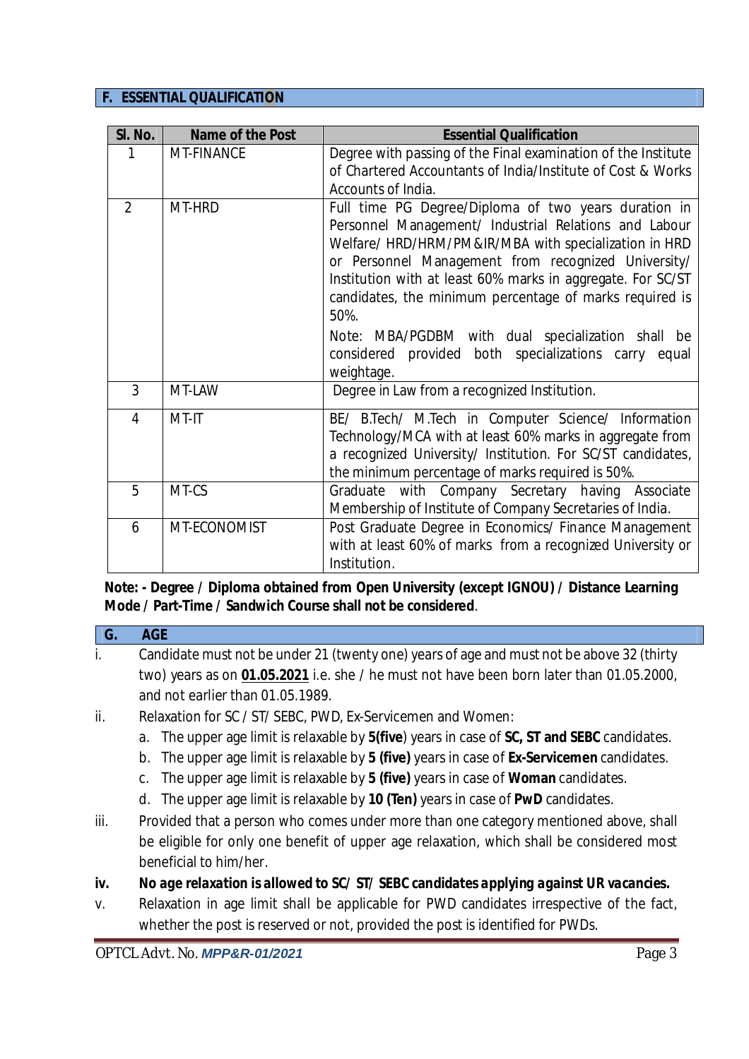## F. ESSENTIAL QUALIFICATION

| Sl. No. | Name of the Post | Essential Qualification |
|---|---|---|
| 1 | MT-FINANCE | Degree with passing of the Final examination of the Institute of Chartered Accountants of India/Institute of Cost & Works Accounts of India. |
| 2 | MT-HRD | Full time PG Degree/Diploma of two years duration in Personnel Management/ Industrial Relations and Labour Welfare/ HRD/HRM/PM&IR/MBA with specialization in HRD or Personnel Management from recognized University/ Institution with at least 60% marks in aggregate. For SC/ST candidates, the minimum percentage of marks required is 50%.<br>Note: MBA/PGDBM with dual specialization shall be considered provided both specializations carry equal weightage. |
| 3 | MT-LAW | Degree in Law from a recognized Institution. |
| 4 | MT-IT | BE/ B.Tech/ M.Tech in Computer Science/ Information Technology/MCA with at least 60% marks in aggregate from a recognized University/ Institution. For SC/ST candidates, the minimum percentage of marks required is 50%. |
| 5 | MT-CS | Graduate with Company Secretary having Associate Membership of Institute of Company Secretaries of India. |
| 6 | MT-ECONOMIST | Post Graduate Degree in Economics/ Finance Management with at least 60% of marks from a recognized University or Institution. |

**Note: - Degree / Diploma obtained from Open University (except IGNOU) / Distance Learning Mode / Part-Time / Sandwich Course shall not be considered**.

## G. AGE

i. Candidate must not be under 21 (twenty one) years of age and must not be above 32 (thirty two) years as on **01.05.2021** i.e. she / he must not have been born later than 01.05.2000, and not earlier than 01.05.1989.

ii. Relaxation for SC / ST/ SEBC, PWD, Ex-Servicemen and Women:
   a. The upper age limit is relaxable by **5(five**) years in case of **SC, ST and SEBC** candidates.
   b. The upper age limit is relaxable by **5 (five)** years in case of **Ex-Servicemen** candidates.
   c. The upper age limit is relaxable by **5 (five)** years in case of **Woman** candidates.
   d. The upper age limit is relaxable by **10 (Ten)** years in case of **PwD** candidates.

iii. Provided that a person who comes under more than one category mentioned above, shall be eligible for only one benefit of upper age relaxation, which shall be considered most beneficial to him/her.

**iv. *No age relaxation is allowed to SC/ ST/ SEBC candidates applying against UR vacancies.***

v. Relaxation in age limit shall be applicable for PWD candidates irrespective of the fact, whether the post is reserved or not, provided the post is identified for PWDs.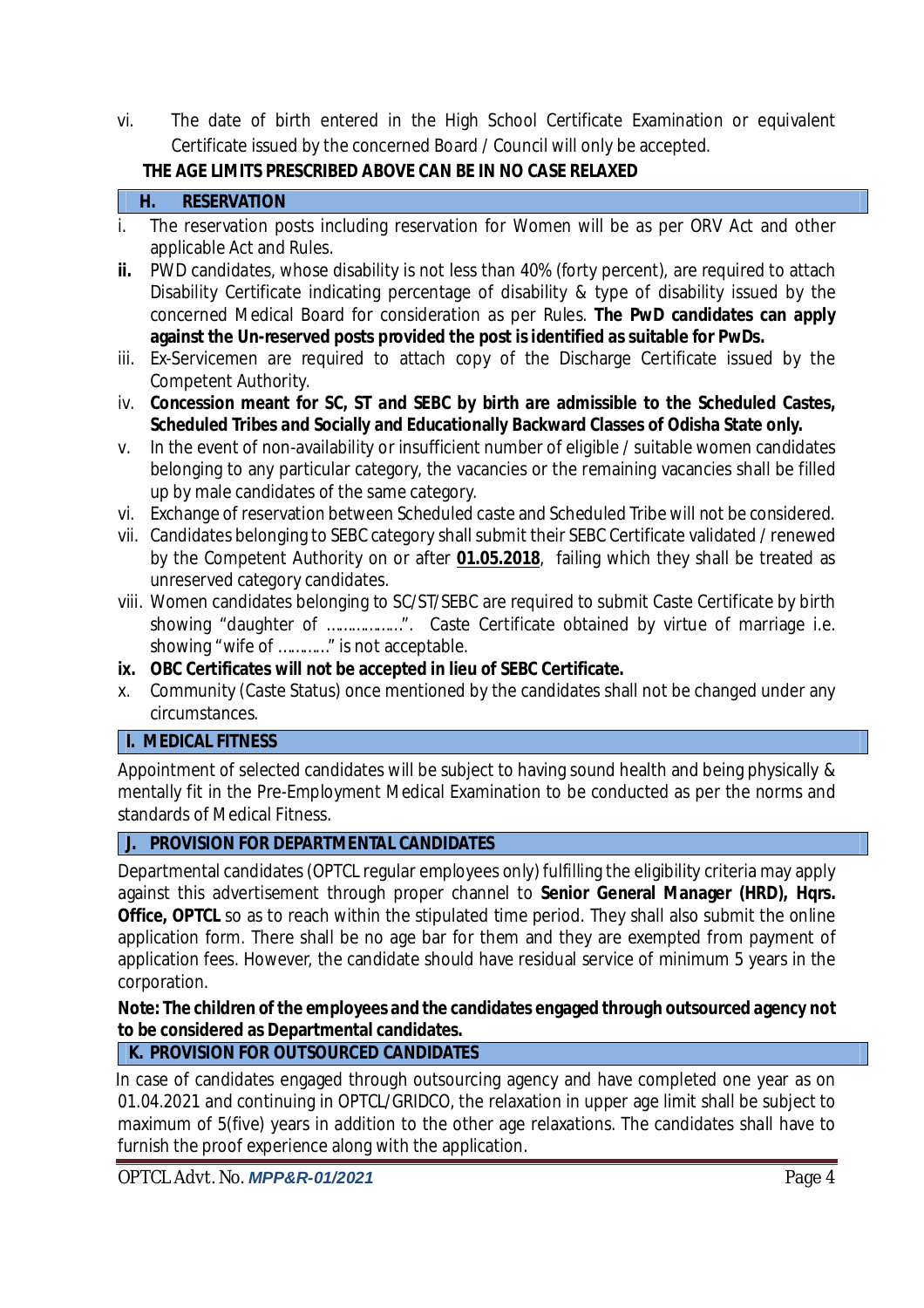vi. The date of birth entered in the High School Certificate Examination or equivalent Certificate issued by the concerned Board / Council will only be accepted.

**THE AGE LIMITS PRESCRIBED ABOVE CAN BE IN NO CASE RELAXED**

## H. RESERVATION

i. The reservation posts including reservation for Women will be as per ORV Act and other applicable Act and Rules.

**ii.** PWD candidates, whose disability is not less than 40% (forty percent), are required to attach Disability Certificate indicating percentage of disability & type of disability issued by the concerned Medical Board for consideration as per Rules. **The PwD candidates can apply against the Un-reserved posts provided the post is identified as suitable for PwDs.**

iii. Ex-Servicemen are required to attach copy of the Discharge Certificate issued by the Competent Authority.

iv. **Concession meant for SC, ST and SEBC by birth are admissible to the Scheduled Castes, Scheduled Tribes and Socially and Educationally Backward Classes of Odisha State only.**

v. In the event of non-availability or insufficient number of eligible / suitable women candidates belonging to any particular category, the vacancies or the remaining vacancies shall be filled up by male candidates of the same category.

vi. Exchange of reservation between Scheduled caste and Scheduled Tribe will not be considered.

vii. Candidates belonging to SEBC category shall submit their SEBC Certificate validated / renewed by the Competent Authority on or after **01.05.2018**, failing which they shall be treated as unreserved category candidates.

viii. Women candidates belonging to SC/ST/SEBC are required to submit Caste Certificate by birth showing "daughter of ……………". Caste Certificate obtained by virtue of marriage i.e. showing "wife of ………." is not acceptable.

**ix. OBC Certificates will not be accepted in lieu of SEBC Certificate.**

x. Community (Caste Status) once mentioned by the candidates shall not be changed under any circumstances.

## I. MEDICAL FITNESS

Appointment of selected candidates will be subject to having sound health and being physically & mentally fit in the Pre-Employment Medical Examination to be conducted as per the norms and standards of Medical Fitness.

## J. PROVISION FOR DEPARTMENTAL CANDIDATES

Departmental candidates (OPTCL regular employees only) fulfilling the eligibility criteria may apply against this advertisement through proper channel to **Senior General Manager (HRD), Hqrs. Office, OPTCL** so as to reach within the stipulated time period. They shall also submit the online application form. There shall be no age bar for them and they are exempted from payment of application fees. However, the candidate should have residual service of minimum 5 years in the corporation.

**Note: The children of the employees and the candidates engaged through outsourced agency not to be considered as Departmental candidates.**

## K. PROVISION FOR OUTSOURCED CANDIDATES

In case of candidates engaged through outsourcing agency and have completed one year as on 01.04.2021 and continuing in OPTCL/GRIDCO, the relaxation in upper age limit shall be subject to maximum of 5(five) years in addition to the other age relaxations. The candidates shall have to furnish the proof experience along with the application.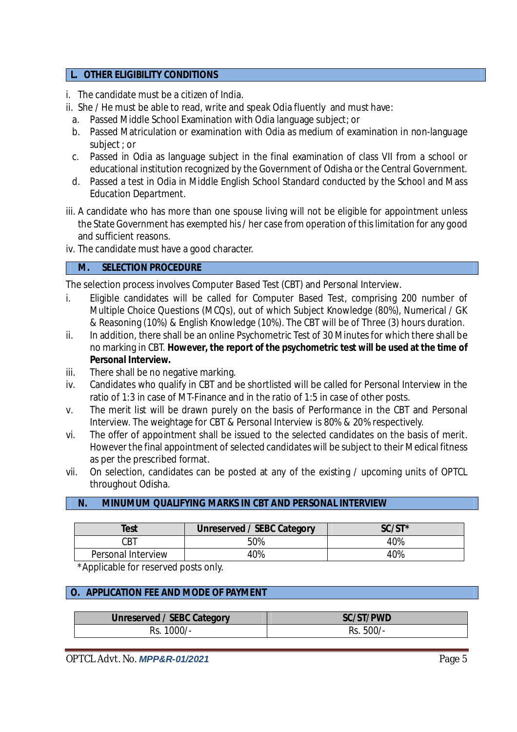## L. OTHER ELIGIBILITY CONDITIONS

i. The candidate must be a citizen of India.

ii. She / He must be able to read, write and speak Odia fluently and must have:

   a. Passed Middle School Examination with Odia language subject; or
   
   b. Passed Matriculation or examination with Odia as medium of examination in non-language subject ; or
   
   c. Passed in Odia as language subject in the final examination of class VII from a school or educational institution recognized by the Government of Odisha or the Central Government.
   
   d. Passed a test in Odia in Middle English School Standard conducted by the School and Mass Education Department.

iii. A candidate who has more than one spouse living will not be eligible for appointment unless the State Government has exempted his / her case from operation of this limitation for any good and sufficient reasons.

iv. The candidate must have a good character.

## M. SELECTION PROCEDURE

The selection process involves Computer Based Test (CBT) and Personal Interview.

i. Eligible candidates will be called for Computer Based Test, comprising 200 number of Multiple Choice Questions (MCQs), out of which Subject Knowledge (80%), Numerical / GK & Reasoning (10%) & English Knowledge (10%). The CBT will be of Three (3) hours duration.

ii. In addition, there shall be an online Psychometric Test of 30 Minutes for which there shall be no marking in CBT. **However, the report of the psychometric test will be used at the time of Personal Interview.**

iii. There shall be no negative marking.

iv. Candidates who qualify in CBT and be shortlisted will be called for Personal Interview in the ratio of 1:3 in case of MT-Finance and in the ratio of 1:5 in case of other posts.

v. The merit list will be drawn purely on the basis of Performance in the CBT and Personal Interview. The weightage for CBT & Personal Interview is 80% & 20% respectively.

vi. The offer of appointment shall be issued to the selected candidates on the basis of merit. However the final appointment of selected candidates will be subject to their Medical fitness as per the prescribed format.

vii. On selection, candidates can be posted at any of the existing / upcoming units of OPTCL throughout Odisha.

## N. MINUMUM QUALIFYING MARKS IN CBT AND PERSONAL INTERVIEW

| Test | Unreserved / SEBC Category | SC/ST* |
|---|---|---|
| CBT | 50% | 40% |
| Personal Interview | 40% | 40% |

*Applicable for reserved posts only.

## O. APPLICATION FEE AND MODE OF PAYMENT

| Unreserved / SEBC Category | SC/ST/PWD |
|---|---|
| Rs. 1000/- | Rs. 500/- |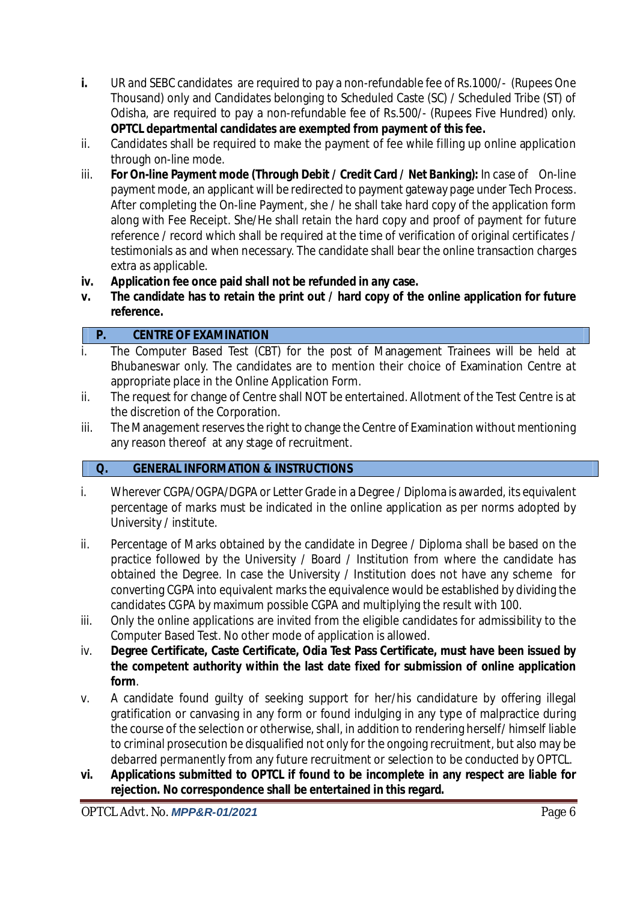- **i.** UR and SEBC candidates are required to pay a non-refundable fee of Rs.1000/- (Rupees One Thousand) only and Candidates belonging to Scheduled Caste (SC) / Scheduled Tribe (ST) of Odisha, are required to pay a non-refundable fee of Rs.500/- (Rupees Five Hundred) only. **OPTCL departmental candidates are exempted from payment of this fee.**
- ii. Candidates shall be required to make the payment of fee while filling up online application through on-line mode.
- iii. **For On-line Payment mode (Through Debit / Credit Card / Net Banking):** In case of On-line payment mode, an applicant will be redirected to payment gateway page under Tech Process. After completing the On-line Payment, she / he shall take hard copy of the application form along with Fee Receipt. She/He shall retain the hard copy and proof of payment for future reference / record which shall be required at the time of verification of original certificates / testimonials as and when necessary. The candidate shall bear the online transaction charges extra as applicable.
- **iv. Application fee once paid shall not be refunded in any case.**
- **v. The candidate has to retain the print out / hard copy of the online application for future reference.**

## P. CENTRE OF EXAMINATION

- i. The Computer Based Test (CBT) for the post of Management Trainees will be held at Bhubaneswar only. The candidates are to mention their choice of Examination Centre at appropriate place in the Online Application Form.
- ii. The request for change of Centre shall NOT be entertained. Allotment of the Test Centre is at the discretion of the Corporation.
- iii. The Management reserves the right to change the Centre of Examination without mentioning any reason thereof at any stage of recruitment.

## Q. GENERAL INFORMATION & INSTRUCTIONS

- i. Wherever CGPA/OGPA/DGPA or Letter Grade in a Degree / Diploma is awarded, its equivalent percentage of marks must be indicated in the online application as per norms adopted by University / institute.
- ii. Percentage of Marks obtained by the candidate in Degree / Diploma shall be based on the practice followed by the University / Board / Institution from where the candidate has obtained the Degree. In case the University / Institution does not have any scheme for converting CGPA into equivalent marks the equivalence would be established by dividing the candidates CGPA by maximum possible CGPA and multiplying the result with 100.
- iii. Only the online applications are invited from the eligible candidates for admissibility to the Computer Based Test. No other mode of application is allowed.
- iv. **Degree Certificate, Caste Certificate, Odia Test Pass Certificate, must have been issued by the competent authority within the last date fixed for submission of online application form**.
- v. A candidate found guilty of seeking support for her/his candidature by offering illegal gratification or canvasing in any form or found indulging in any type of malpractice during the course of the selection or otherwise, shall, in addition to rendering herself/ himself liable to criminal prosecution be disqualified not only for the ongoing recruitment, but also may be debarred permanently from any future recruitment or selection to be conducted by OPTCL.
- **vi. Applications submitted to OPTCL if found to be incomplete in any respect are liable for rejection. No correspondence shall be entertained in this regard.**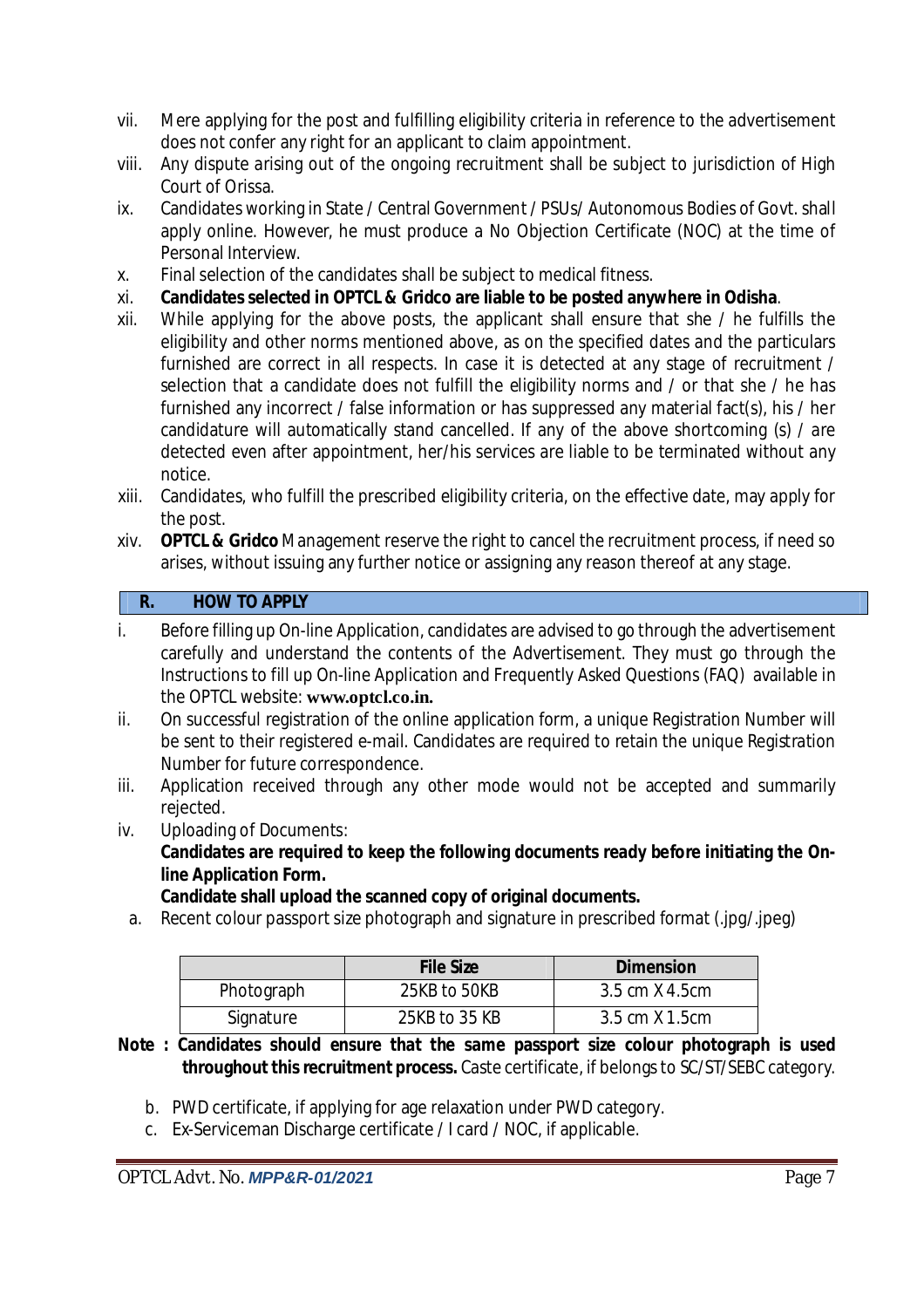vii. Mere applying for the post and fulfilling eligibility criteria in reference to the advertisement does not confer any right for an applicant to claim appointment.

viii. Any dispute arising out of the ongoing recruitment shall be subject to jurisdiction of High Court of Orissa.

ix. Candidates working in State / Central Government / PSUs/ Autonomous Bodies of Govt. shall apply online. However, he must produce a No Objection Certificate (NOC) at the time of Personal Interview.

x. Final selection of the candidates shall be subject to medical fitness.

xi. **Candidates selected in OPTCL & Gridco are liable to be posted anywhere in Odisha**.

xii. While applying for the above posts, the applicant shall ensure that she / he fulfills the eligibility and other norms mentioned above, as on the specified dates and the particulars furnished are correct in all respects. In case it is detected at any stage of recruitment / selection that a candidate does not fulfill the eligibility norms and / or that she / he has furnished any incorrect / false information or has suppressed any material fact(s), his / her candidature will automatically stand cancelled. If any of the above shortcoming (s) / are detected even after appointment, her/his services are liable to be terminated without any notice.

xiii. Candidates, who fulfill the prescribed eligibility criteria, on the effective date, may apply for the post.

xiv. **OPTCL & Gridco** Management reserve the right to cancel the recruitment process, if need so arises, without issuing any further notice or assigning any reason thereof at any stage.

## R. HOW TO APPLY

i. Before filling up On-line Application, candidates are advised to go through the advertisement carefully and understand the contents of the Advertisement. They must go through the Instructions to fill up On-line Application and Frequently Asked Questions (FAQ) available in the OPTCL website: **www.optcl.co.in.**

ii. On successful registration of the online application form, a unique Registration Number will be sent to their registered e-mail. Candidates are required to retain the unique Registration Number for future correspondence.

iii. Application received through any other mode would not be accepted and summarily rejected.

iv. Uploading of Documents:
**Candidates are required to keep the following documents ready before initiating the On-line Application Form.**
**Candidate shall upload the scanned copy of original documents.**

a. Recent colour passport size photograph and signature in prescribed format (.jpg/.jpeg)

| | File Size | Dimension |
|---|---|---|
| Photograph | 25KB to 50KB | 3.5 cm X 4.5cm |
| Signature | 25KB to 35 KB | 3.5 cm X 1.5cm |

**Note : Candidates should ensure that the same passport size colour photograph is used throughout this recruitment process.** Caste certificate, if belongs to SC/ST/SEBC category.

b. PWD certificate, if applying for age relaxation under PWD category.

c. Ex-Serviceman Discharge certificate / I card / NOC, if applicable.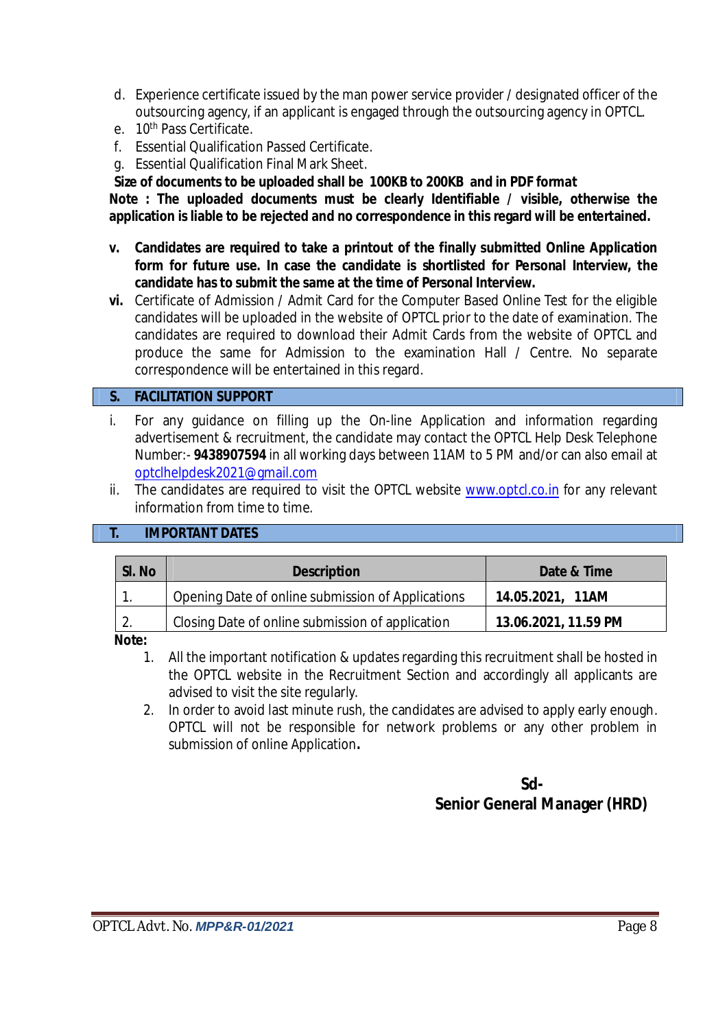d. Experience certificate issued by the man power service provider / designated officer of the outsourcing agency, if an applicant is engaged through the outsourcing agency in OPTCL.
e. 10th Pass Certificate.
f. Essential Qualification Passed Certificate.
g. Essential Qualification Final Mark Sheet.

**Size of documents to be uploaded shall be 100KB to 200KB and in PDF format**

**Note : The uploaded documents must be clearly Identifiable / visible, otherwise the application is liable to be rejected and no correspondence in this regard will be entertained.**

**v. Candidates are required to take a printout of the finally submitted Online Application form for future use. In case the candidate is shortlisted for Personal Interview, the candidate has to submit the same at the time of Personal Interview.**

**vi.** Certificate of Admission / Admit Card for the Computer Based Online Test for the eligible candidates will be uploaded in the website of OPTCL prior to the date of examination. The candidates are required to download their Admit Cards from the website of OPTCL and produce the same for Admission to the examination Hall / Centre. No separate correspondence will be entertained in this regard.

## S. FACILITATION SUPPORT

i. For any guidance on filling up the On-line Application and information regarding advertisement & recruitment, the candidate may contact the OPTCL Help Desk Telephone Number:- **9438907594** in all working days between 11AM to 5 PM and/or can also email at optclhelpdesk2021@gmail.com

ii. The candidates are required to visit the OPTCL website www.optcl.co.in for any relevant information from time to time.

## T. IMPORTANT DATES

| Sl. No | Description | Date & Time |
|---|---|---|
| 1. | Opening Date of online submission of Applications | **14.05.2021, 11AM** |
| 2. | Closing Date of online submission of application | **13.06.2021, 11.59 PM** |

**Note:**

1. All the important notification & updates regarding this recruitment shall be hosted in the OPTCL website in the Recruitment Section and accordingly all applicants are advised to visit the site regularly.
2. In order to avoid last minute rush, the candidates are advised to apply early enough. OPTCL will not be responsible for network problems or any other problem in submission of online Application**.**

**Sd-**
**Senior General Manager (HRD)**